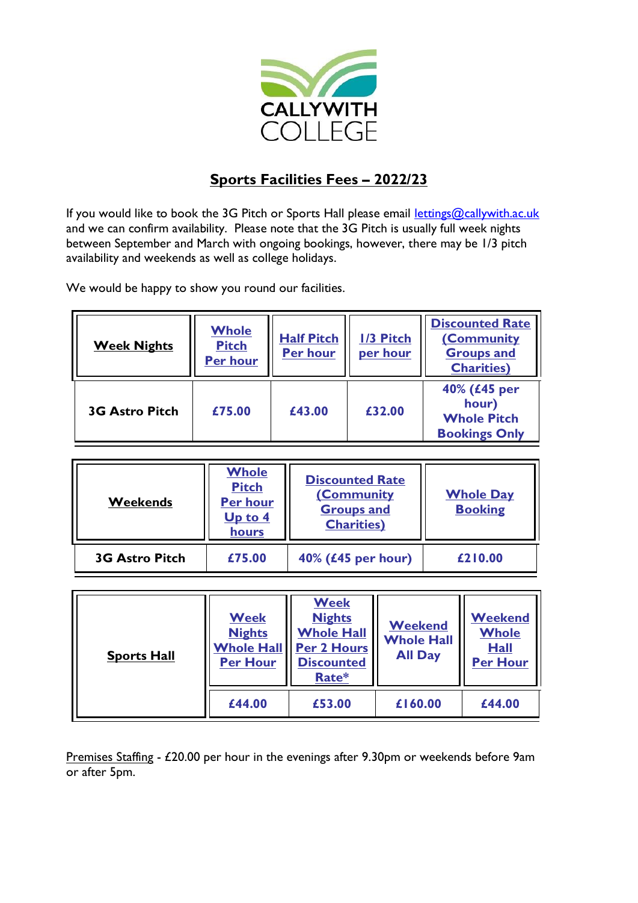CALLYWITH COLLEGE

## Sports Facilities Fees – 2022/23

If you would like to book the 3G Pitch or Sports Hall please email lettings@callywith.ac.uk and we can confirm availability. Please note that the 3G Pitch is usually full week nights between September and March with ongoing bookings, however, there may be 1/3 pitch availability and weekends as well as college holidays.

We would be happy to show you round our facilities.

| **Week Nights** | **Whole Pitch Per hour** | **Half Pitch Per hour** | **1/3 Pitch per hour** | **Discounted Rate (Community Groups and Charities)** |
|---|---|---|---|---|
| **3G Astro Pitch** | **£75.00** | **£43.00** | **£32.00** | **40% (£45 per hour) Whole Pitch Bookings Only** |

| **Weekends** | **Whole Pitch Per hour Up to 4 hours** | **Discounted Rate (Community Groups and Charities)** | **Whole Day Booking** |
|---|---|---|---|
| **3G Astro Pitch** | **£75.00** | **40% (£45 per hour)** | **£210.00** |

| **Sports Hall** | **Week Nights Whole Hall Per Hour** | **Week Nights Whole Hall Per 2 Hours Discounted Rate*** | **Weekend Whole Hall All Day** | **Weekend Whole Hall Per Hour** |
|---|---|---|---|---|
| | **£44.00** | **£53.00** | **£160.00** | **£44.00** |

Premises Staffing - £20.00 per hour in the evenings after 9.30pm or weekends before 9am or after 5pm.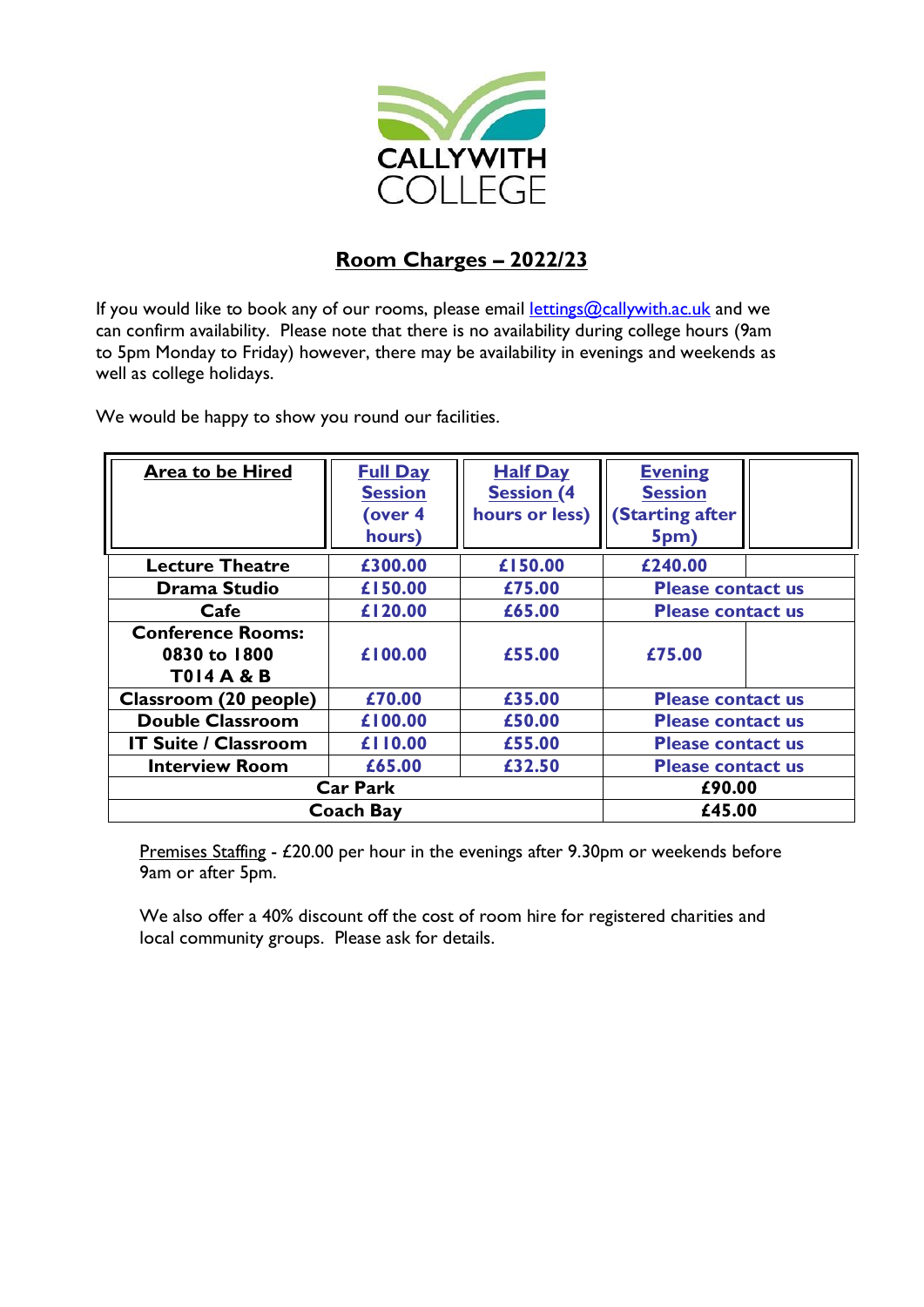CALLYWITH COLLEGE

# Room Charges – 2022/23

If you would like to book any of our rooms, please email lettings@callywith.ac.uk and we can confirm availability. Please note that there is no availability during college hours (9am to 5pm Monday to Friday) however, there may be availability in evenings and weekends as well as college holidays.

We would be happy to show you round our facilities.

| Area to be Hired | Full Day Session (over 4 hours) | Half Day Session (4 hours or less) | Evening Session (Starting after 5pm) | |
|---|---|---|---|---|
| Lecture Theatre | £300.00 | £150.00 | £240.00 | |
| Drama Studio | £150.00 | £75.00 | Please contact us | |
| Cafe | £120.00 | £65.00 | Please contact us | |
| Conference Rooms: 0830 to 1800 T014 A & B | £100.00 | £55.00 | £75.00 | |
| Classroom (20 people) | £70.00 | £35.00 | Please contact us | |
| Double Classroom | £100.00 | £50.00 | Please contact us | |
| IT Suite / Classroom | £110.00 | £55.00 | Please contact us | |
| Interview Room | £65.00 | £32.50 | Please contact us | |
| Car Park | | | £90.00 | |
| Coach Bay | | | £45.00 | |

Premises Staffing - £20.00 per hour in the evenings after 9.30pm or weekends before 9am or after 5pm.

We also offer a 40% discount off the cost of room hire for registered charities and local community groups. Please ask for details.